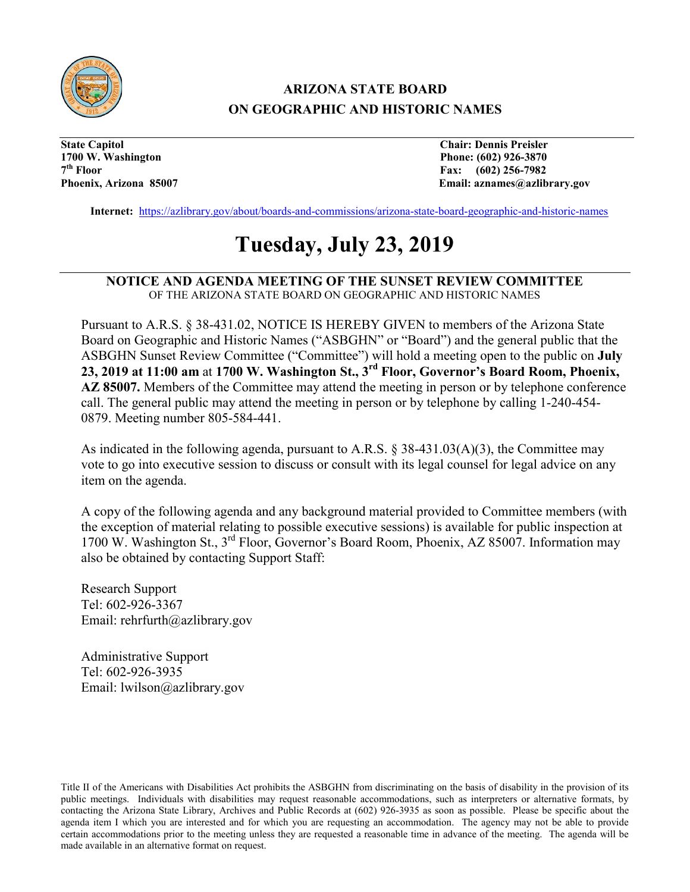# ARIZONA STATE BOARD ON GEOGRAPHIC AND HISTORIC NAMES

**State Capitol**
**1700 W. Washington**
**7th Floor**
**Phoenix, Arizona 85007**

**Chair: Dennis Preisler**
**Phone: (602) 926-3870**
**Fax: (602) 256-7982**
**Email: aznames@azlibrary.gov**

**Internet:** https://azlibrary.gov/about/boards-and-commissions/arizona-state-board-geographic-and-historic-names

# Tuesday, July 23, 2019

## NOTICE AND AGENDA MEETING OF THE SUNSET REVIEW COMMITTEE

OF THE ARIZONA STATE BOARD ON GEOGRAPHIC AND HISTORIC NAMES

Pursuant to A.R.S. § 38-431.02, NOTICE IS HEREBY GIVEN to members of the Arizona State Board on Geographic and Historic Names ("ASBGHN" or "Board") and the general public that the ASBGHN Sunset Review Committee ("Committee") will hold a meeting open to the public on **July 23, 2019 at 11:00 am** at **1700 W. Washington St., 3rd Floor, Governor's Board Room, Phoenix, AZ 85007.** Members of the Committee may attend the meeting in person or by telephone conference call. The general public may attend the meeting in person or by telephone by calling 1-240-454-0879. Meeting number 805-584-441.

As indicated in the following agenda, pursuant to A.R.S. § 38-431.03(A)(3), the Committee may vote to go into executive session to discuss or consult with its legal counsel for legal advice on any item on the agenda.

A copy of the following agenda and any background material provided to Committee members (with the exception of material relating to possible executive sessions) is available for public inspection at 1700 W. Washington St., 3rd Floor, Governor's Board Room, Phoenix, AZ 85007. Information may also be obtained by contacting Support Staff:

Research Support
Tel: 602-926-3367
Email: rehrfurth@azlibrary.gov

Administrative Support
Tel: 602-926-3935
Email: lwilson@azlibrary.gov

Title II of the Americans with Disabilities Act prohibits the ASBGHN from discriminating on the basis of disability in the provision of its public meetings. Individuals with disabilities may request reasonable accommodations, such as interpreters or alternative formats, by contacting the Arizona State Library, Archives and Public Records at (602) 926-3935 as soon as possible. Please be specific about the agenda item I which you are interested and for which you are requesting an accommodation. The agency may not be able to provide certain accommodations prior to the meeting unless they are requested a reasonable time in advance of the meeting. The agenda will be made available in an alternative format on request.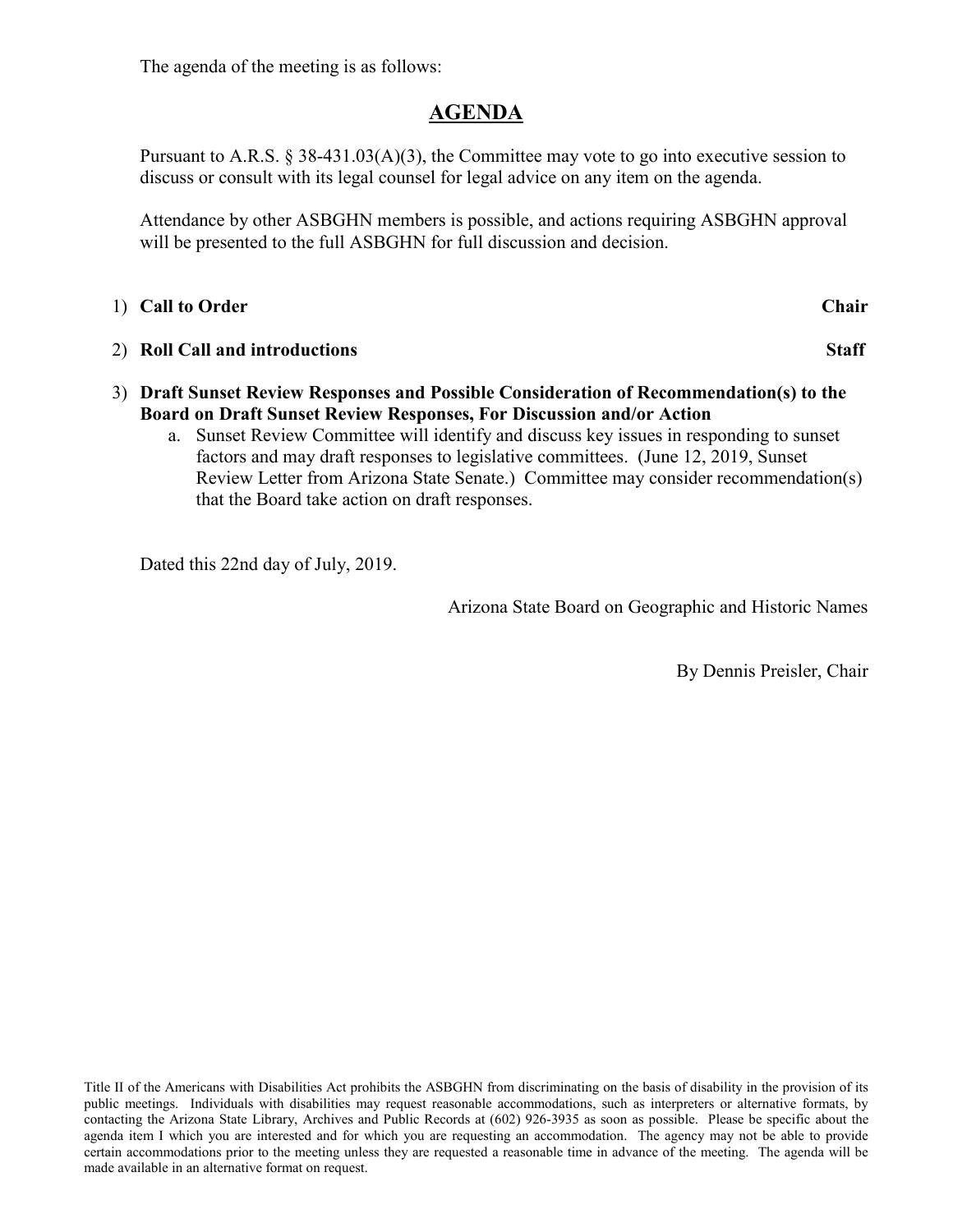The agenda of the meeting is as follows:

# AGENDA

Pursuant to A.R.S. § 38-431.03(A)(3), the Committee may vote to go into executive session to discuss or consult with its legal counsel for legal advice on any item on the agenda.

Attendance by other ASBGHN members is possible, and actions requiring ASBGHN approval will be presented to the full ASBGHN for full discussion and decision.

1) **Call to Order** **Chair**

2) **Roll Call and introductions** **Staff**

3) **Draft Sunset Review Responses and Possible Consideration of Recommendation(s) to the Board on Draft Sunset Review Responses, For Discussion and/or Action**
   a. Sunset Review Committee will identify and discuss key issues in responding to sunset factors and may draft responses to legislative committees. (June 12, 2019, Sunset Review Letter from Arizona State Senate.) Committee may consider recommendation(s) that the Board take action on draft responses.

Dated this 22nd day of July, 2019.

Arizona State Board on Geographic and Historic Names

By Dennis Preisler, Chair

Title II of the Americans with Disabilities Act prohibits the ASBGHN from discriminating on the basis of disability in the provision of its public meetings. Individuals with disabilities may request reasonable accommodations, such as interpreters or alternative formats, by contacting the Arizona State Library, Archives and Public Records at (602) 926-3935 as soon as possible. Please be specific about the agenda item I which you are interested and for which you are requesting an accommodation. The agency may not be able to provide certain accommodations prior to the meeting unless they are requested a reasonable time in advance of the meeting. The agenda will be made available in an alternative format on request.